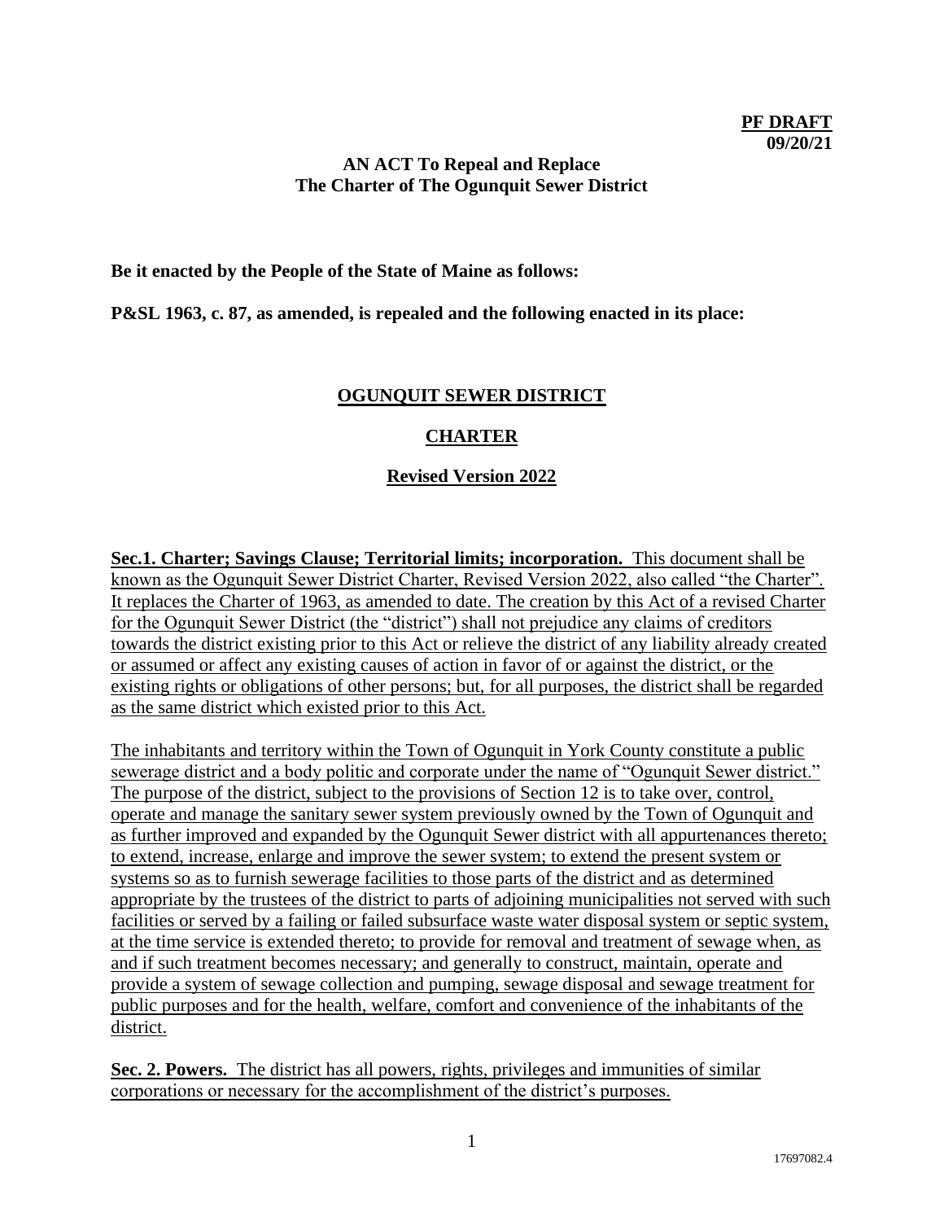**PF DRAFT**
**09/20/21**

**AN ACT To Repeal and Replace**
**The Charter of The Ogunquit Sewer District**

**Be it enacted by the People of the State of Maine as follows:**

**P&SL 1963, c. 87, as amended, is repealed and the following enacted in its place:**

# OGUNQUIT SEWER DISTRICT

## CHARTER

### Revised Version 2022

**Sec.1. Charter; Savings Clause; Territorial limits; incorporation.** This document shall be known as the Ogunquit Sewer District Charter, Revised Version 2022, also called "the Charter". It replaces the Charter of 1963, as amended to date. The creation by this Act of a revised Charter for the Ogunquit Sewer District (the "district") shall not prejudice any claims of creditors towards the district existing prior to this Act or relieve the district of any liability already created or assumed or affect any existing causes of action in favor of or against the district, or the existing rights or obligations of other persons; but, for all purposes, the district shall be regarded as the same district which existed prior to this Act.

The inhabitants and territory within the Town of Ogunquit in York County constitute a public sewerage district and a body politic and corporate under the name of "Ogunquit Sewer district." The purpose of the district, subject to the provisions of Section 12 is to take over, control, operate and manage the sanitary sewer system previously owned by the Town of Ogunquit and as further improved and expanded by the Ogunquit Sewer district with all appurtenances thereto; to extend, increase, enlarge and improve the sewer system; to extend the present system or systems so as to furnish sewerage facilities to those parts of the district and as determined appropriate by the trustees of the district to parts of adjoining municipalities not served with such facilities or served by a failing or failed subsurface waste water disposal system or septic system, at the time service is extended thereto; to provide for removal and treatment of sewage when, as and if such treatment becomes necessary; and generally to construct, maintain, operate and provide a system of sewage collection and pumping, sewage disposal and sewage treatment for public purposes and for the health, welfare, comfort and convenience of the inhabitants of the district.

**Sec. 2. Powers.** The district has all powers, rights, privileges and immunities of similar corporations or necessary for the accomplishment of the district's purposes.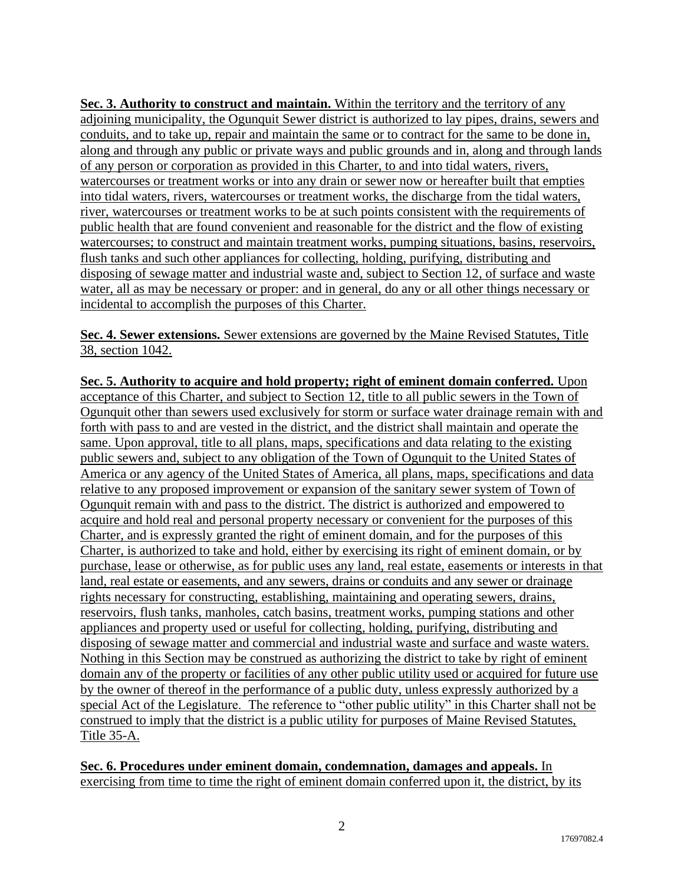**Sec. 3. Authority to construct and maintain.** Within the territory and the territory of any adjoining municipality, the Ogunquit Sewer district is authorized to lay pipes, drains, sewers and conduits, and to take up, repair and maintain the same or to contract for the same to be done in, along and through any public or private ways and public grounds and in, along and through lands of any person or corporation as provided in this Charter, to and into tidal waters, rivers, watercourses or treatment works or into any drain or sewer now or hereafter built that empties into tidal waters, rivers, watercourses or treatment works, the discharge from the tidal waters, river, watercourses or treatment works to be at such points consistent with the requirements of public health that are found convenient and reasonable for the district and the flow of existing watercourses; to construct and maintain treatment works, pumping situations, basins, reservoirs, flush tanks and such other appliances for collecting, holding, purifying, distributing and disposing of sewage matter and industrial waste and, subject to Section 12, of surface and waste water, all as may be necessary or proper: and in general, do any or all other things necessary or incidental to accomplish the purposes of this Charter.

**Sec. 4. Sewer extensions.** Sewer extensions are governed by the Maine Revised Statutes, Title 38, section 1042.

**Sec. 5. Authority to acquire and hold property; right of eminent domain conferred.** Upon acceptance of this Charter, and subject to Section 12, title to all public sewers in the Town of Ogunquit other than sewers used exclusively for storm or surface water drainage remain with and forth with pass to and are vested in the district, and the district shall maintain and operate the same. Upon approval, title to all plans, maps, specifications and data relating to the existing public sewers and, subject to any obligation of the Town of Ogunquit to the United States of America or any agency of the United States of America, all plans, maps, specifications and data relative to any proposed improvement or expansion of the sanitary sewer system of Town of Ogunquit remain with and pass to the district. The district is authorized and empowered to acquire and hold real and personal property necessary or convenient for the purposes of this Charter, and is expressly granted the right of eminent domain, and for the purposes of this Charter, is authorized to take and hold, either by exercising its right of eminent domain, or by purchase, lease or otherwise, as for public uses any land, real estate, easements or interests in that land, real estate or easements, and any sewers, drains or conduits and any sewer or drainage rights necessary for constructing, establishing, maintaining and operating sewers, drains, reservoirs, flush tanks, manholes, catch basins, treatment works, pumping stations and other appliances and property used or useful for collecting, holding, purifying, distributing and disposing of sewage matter and commercial and industrial waste and surface and waste waters. Nothing in this Section may be construed as authorizing the district to take by right of eminent domain any of the property or facilities of any other public utility used or acquired for future use by the owner of thereof in the performance of a public duty, unless expressly authorized by a special Act of the Legislature. The reference to "other public utility" in this Charter shall not be construed to imply that the district is a public utility for purposes of Maine Revised Statutes, Title 35-A.

**Sec. 6. Procedures under eminent domain, condemnation, damages and appeals.** In exercising from time to time the right of eminent domain conferred upon it, the district, by its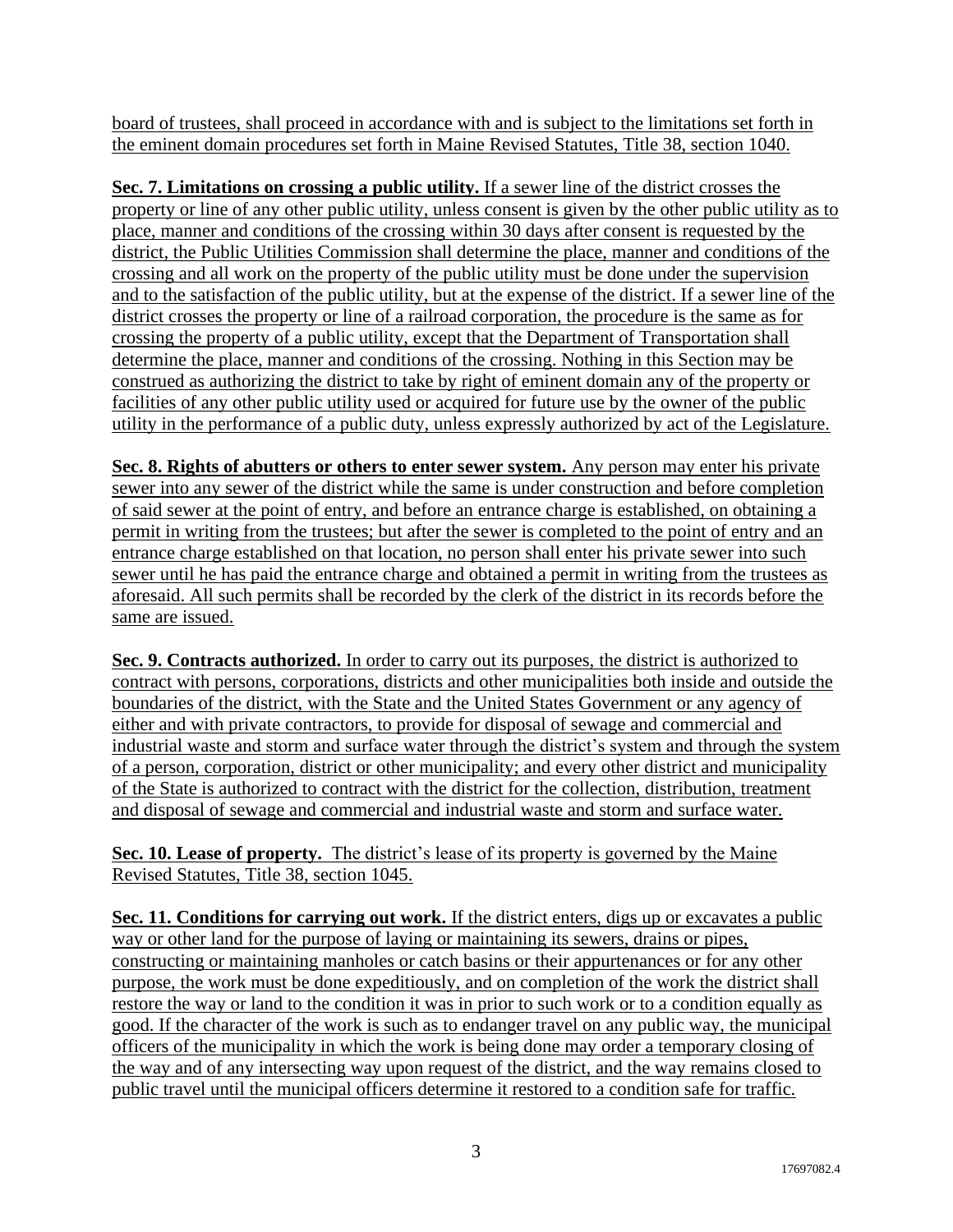board of trustees, shall proceed in accordance with and is subject to the limitations set forth in the eminent domain procedures set forth in Maine Revised Statutes, Title 38, section 1040.

**Sec. 7. Limitations on crossing a public utility.** If a sewer line of the district crosses the property or line of any other public utility, unless consent is given by the other public utility as to place, manner and conditions of the crossing within 30 days after consent is requested by the district, the Public Utilities Commission shall determine the place, manner and conditions of the crossing and all work on the property of the public utility must be done under the supervision and to the satisfaction of the public utility, but at the expense of the district. If a sewer line of the district crosses the property or line of a railroad corporation, the procedure is the same as for crossing the property of a public utility, except that the Department of Transportation shall determine the place, manner and conditions of the crossing. Nothing in this Section may be construed as authorizing the district to take by right of eminent domain any of the property or facilities of any other public utility used or acquired for future use by the owner of the public utility in the performance of a public duty, unless expressly authorized by act of the Legislature.

**Sec. 8. Rights of abutters or others to enter sewer system.** Any person may enter his private sewer into any sewer of the district while the same is under construction and before completion of said sewer at the point of entry, and before an entrance charge is established, on obtaining a permit in writing from the trustees; but after the sewer is completed to the point of entry and an entrance charge established on that location, no person shall enter his private sewer into such sewer until he has paid the entrance charge and obtained a permit in writing from the trustees as aforesaid. All such permits shall be recorded by the clerk of the district in its records before the same are issued.

**Sec. 9. Contracts authorized.** In order to carry out its purposes, the district is authorized to contract with persons, corporations, districts and other municipalities both inside and outside the boundaries of the district, with the State and the United States Government or any agency of either and with private contractors, to provide for disposal of sewage and commercial and industrial waste and storm and surface water through the district's system and through the system of a person, corporation, district or other municipality; and every other district and municipality of the State is authorized to contract with the district for the collection, distribution, treatment and disposal of sewage and commercial and industrial waste and storm and surface water.

**Sec. 10. Lease of property.** The district's lease of its property is governed by the Maine Revised Statutes, Title 38, section 1045.

**Sec. 11. Conditions for carrying out work.** If the district enters, digs up or excavates a public way or other land for the purpose of laying or maintaining its sewers, drains or pipes, constructing or maintaining manholes or catch basins or their appurtenances or for any other purpose, the work must be done expeditiously, and on completion of the work the district shall restore the way or land to the condition it was in prior to such work or to a condition equally as good. If the character of the work is such as to endanger travel on any public way, the municipal officers of the municipality in which the work is being done may order a temporary closing of the way and of any intersecting way upon request of the district, and the way remains closed to public travel until the municipal officers determine it restored to a condition safe for traffic.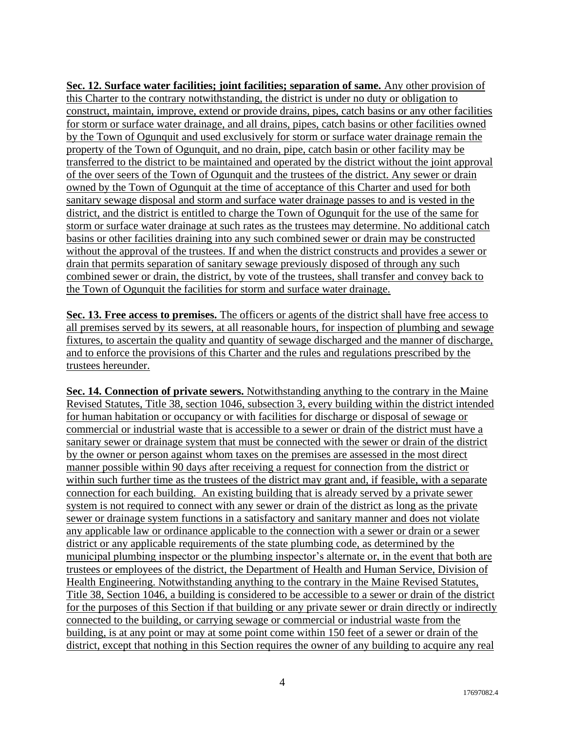**Sec. 12. Surface water facilities; joint facilities; separation of same.** Any other provision of this Charter to the contrary notwithstanding, the district is under no duty or obligation to construct, maintain, improve, extend or provide drains, pipes, catch basins or any other facilities for storm or surface water drainage, and all drains, pipes, catch basins or other facilities owned by the Town of Ogunquit and used exclusively for storm or surface water drainage remain the property of the Town of Ogunquit, and no drain, pipe, catch basin or other facility may be transferred to the district to be maintained and operated by the district without the joint approval of the over seers of the Town of Ogunquit and the trustees of the district. Any sewer or drain owned by the Town of Ogunquit at the time of acceptance of this Charter and used for both sanitary sewage disposal and storm and surface water drainage passes to and is vested in the district, and the district is entitled to charge the Town of Ogunquit for the use of the same for storm or surface water drainage at such rates as the trustees may determine. No additional catch basins or other facilities draining into any such combined sewer or drain may be constructed without the approval of the trustees. If and when the district constructs and provides a sewer or drain that permits separation of sanitary sewage previously disposed of through any such combined sewer or drain, the district, by vote of the trustees, shall transfer and convey back to the Town of Ogunquit the facilities for storm and surface water drainage.

**Sec. 13. Free access to premises.** The officers or agents of the district shall have free access to all premises served by its sewers, at all reasonable hours, for inspection of plumbing and sewage fixtures, to ascertain the quality and quantity of sewage discharged and the manner of discharge, and to enforce the provisions of this Charter and the rules and regulations prescribed by the trustees hereunder.

**Sec. 14. Connection of private sewers.** Notwithstanding anything to the contrary in the Maine Revised Statutes, Title 38, section 1046, subsection 3, every building within the district intended for human habitation or occupancy or with facilities for discharge or disposal of sewage or commercial or industrial waste that is accessible to a sewer or drain of the district must have a sanitary sewer or drainage system that must be connected with the sewer or drain of the district by the owner or person against whom taxes on the premises are assessed in the most direct manner possible within 90 days after receiving a request for connection from the district or within such further time as the trustees of the district may grant and, if feasible, with a separate connection for each building. An existing building that is already served by a private sewer system is not required to connect with any sewer or drain of the district as long as the private sewer or drainage system functions in a satisfactory and sanitary manner and does not violate any applicable law or ordinance applicable to the connection with a sewer or drain or a sewer district or any applicable requirements of the state plumbing code, as determined by the municipal plumbing inspector or the plumbing inspector's alternate or, in the event that both are trustees or employees of the district, the Department of Health and Human Service, Division of Health Engineering. Notwithstanding anything to the contrary in the Maine Revised Statutes, Title 38, Section 1046, a building is considered to be accessible to a sewer or drain of the district for the purposes of this Section if that building or any private sewer or drain directly or indirectly connected to the building, or carrying sewage or commercial or industrial waste from the building, is at any point or may at some point come within 150 feet of a sewer or drain of the district, except that nothing in this Section requires the owner of any building to acquire any real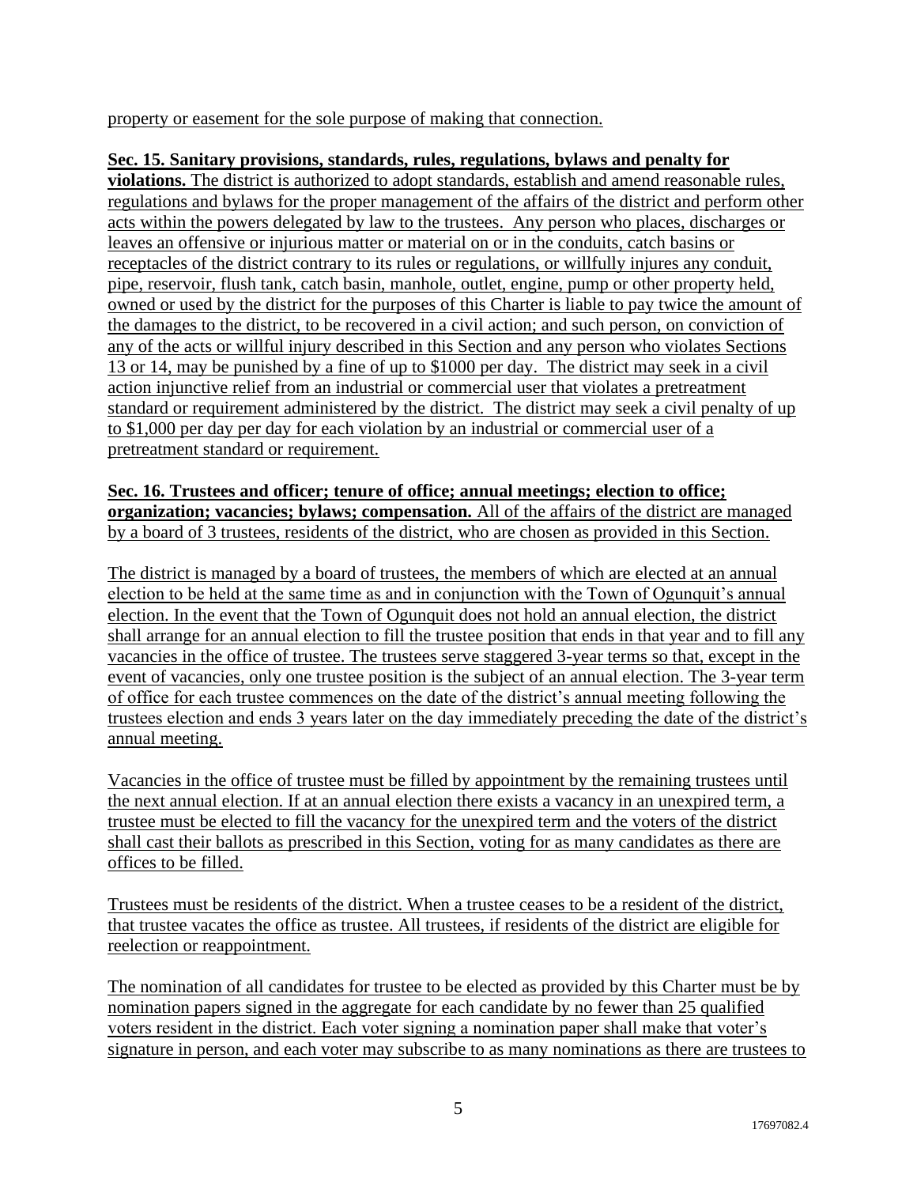property or easement for the sole purpose of making that connection.

**Sec. 15. Sanitary provisions, standards, rules, regulations, bylaws and penalty for violations.** The district is authorized to adopt standards, establish and amend reasonable rules, regulations and bylaws for the proper management of the affairs of the district and perform other acts within the powers delegated by law to the trustees. Any person who places, discharges or leaves an offensive or injurious matter or material on or in the conduits, catch basins or receptacles of the district contrary to its rules or regulations, or willfully injures any conduit, pipe, reservoir, flush tank, catch basin, manhole, outlet, engine, pump or other property held, owned or used by the district for the purposes of this Charter is liable to pay twice the amount of the damages to the district, to be recovered in a civil action; and such person, on conviction of any of the acts or willful injury described in this Section and any person who violates Sections 13 or 14, may be punished by a fine of up to $1000 per day. The district may seek in a civil action injunctive relief from an industrial or commercial user that violates a pretreatment standard or requirement administered by the district. The district may seek a civil penalty of up to $1,000 per day per day for each violation by an industrial or commercial user of a pretreatment standard or requirement.

**Sec. 16. Trustees and officer; tenure of office; annual meetings; election to office; organization; vacancies; bylaws; compensation.** All of the affairs of the district are managed by a board of 3 trustees, residents of the district, who are chosen as provided in this Section.

The district is managed by a board of trustees, the members of which are elected at an annual election to be held at the same time as and in conjunction with the Town of Ogunquit's annual election. In the event that the Town of Ogunquit does not hold an annual election, the district shall arrange for an annual election to fill the trustee position that ends in that year and to fill any vacancies in the office of trustee. The trustees serve staggered 3-year terms so that, except in the event of vacancies, only one trustee position is the subject of an annual election. The 3-year term of office for each trustee commences on the date of the district's annual meeting following the trustees election and ends 3 years later on the day immediately preceding the date of the district's annual meeting.

Vacancies in the office of trustee must be filled by appointment by the remaining trustees until the next annual election. If at an annual election there exists a vacancy in an unexpired term, a trustee must be elected to fill the vacancy for the unexpired term and the voters of the district shall cast their ballots as prescribed in this Section, voting for as many candidates as there are offices to be filled.

Trustees must be residents of the district. When a trustee ceases to be a resident of the district, that trustee vacates the office as trustee. All trustees, if residents of the district are eligible for reelection or reappointment.

The nomination of all candidates for trustee to be elected as provided by this Charter must be by nomination papers signed in the aggregate for each candidate by no fewer than 25 qualified voters resident in the district. Each voter signing a nomination paper shall make that voter's signature in person, and each voter may subscribe to as many nominations as there are trustees to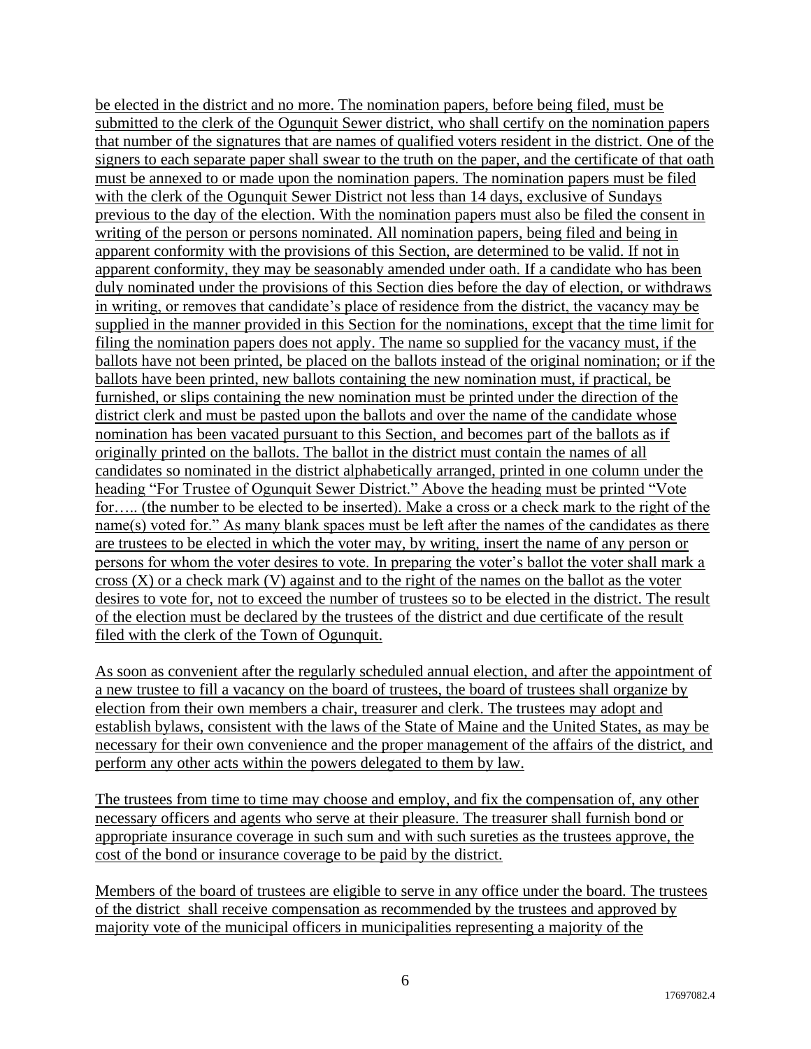be elected in the district and no more. The nomination papers, before being filed, must be submitted to the clerk of the Ogunquit Sewer district, who shall certify on the nomination papers that number of the signatures that are names of qualified voters resident in the district. One of the signers to each separate paper shall swear to the truth on the paper, and the certificate of that oath must be annexed to or made upon the nomination papers. The nomination papers must be filed with the clerk of the Ogunquit Sewer District not less than 14 days, exclusive of Sundays previous to the day of the election. With the nomination papers must also be filed the consent in writing of the person or persons nominated. All nomination papers, being filed and being in apparent conformity with the provisions of this Section, are determined to be valid. If not in apparent conformity, they may be seasonably amended under oath. If a candidate who has been duly nominated under the provisions of this Section dies before the day of election, or withdraws in writing, or removes that candidate's place of residence from the district, the vacancy may be supplied in the manner provided in this Section for the nominations, except that the time limit for filing the nomination papers does not apply. The name so supplied for the vacancy must, if the ballots have not been printed, be placed on the ballots instead of the original nomination; or if the ballots have been printed, new ballots containing the new nomination must, if practical, be furnished, or slips containing the new nomination must be printed under the direction of the district clerk and must be pasted upon the ballots and over the name of the candidate whose nomination has been vacated pursuant to this Section, and becomes part of the ballots as if originally printed on the ballots. The ballot in the district must contain the names of all candidates so nominated in the district alphabetically arranged, printed in one column under the heading "For Trustee of Ogunquit Sewer District." Above the heading must be printed "Vote for….. (the number to be elected to be inserted). Make a cross or a check mark to the right of the name(s) voted for." As many blank spaces must be left after the names of the candidates as there are trustees to be elected in which the voter may, by writing, insert the name of any person or persons for whom the voter desires to vote. In preparing the voter's ballot the voter shall mark a cross (X) or a check mark (V) against and to the right of the names on the ballot as the voter desires to vote for, not to exceed the number of trustees so to be elected in the district. The result of the election must be declared by the trustees of the district and due certificate of the result filed with the clerk of the Town of Ogunquit.

As soon as convenient after the regularly scheduled annual election, and after the appointment of a new trustee to fill a vacancy on the board of trustees, the board of trustees shall organize by election from their own members a chair, treasurer and clerk. The trustees may adopt and establish bylaws, consistent with the laws of the State of Maine and the United States, as may be necessary for their own convenience and the proper management of the affairs of the district, and perform any other acts within the powers delegated to them by law.

The trustees from time to time may choose and employ, and fix the compensation of, any other necessary officers and agents who serve at their pleasure. The treasurer shall furnish bond or appropriate insurance coverage in such sum and with such sureties as the trustees approve, the cost of the bond or insurance coverage to be paid by the district.

Members of the board of trustees are eligible to serve in any office under the board. The trustees of the district shall receive compensation as recommended by the trustees and approved by majority vote of the municipal officers in municipalities representing a majority of the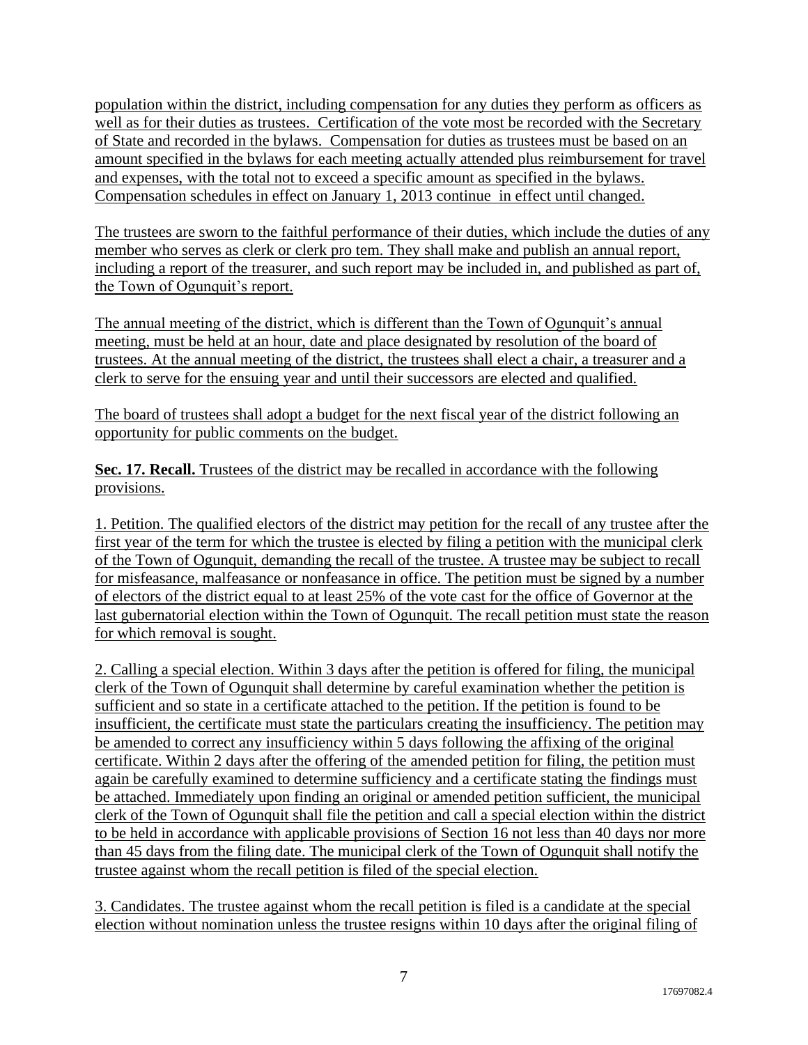population within the district, including compensation for any duties they perform as officers as well as for their duties as trustees. Certification of the vote most be recorded with the Secretary of State and recorded in the bylaws. Compensation for duties as trustees must be based on an amount specified in the bylaws for each meeting actually attended plus reimbursement for travel and expenses, with the total not to exceed a specific amount as specified in the bylaws. Compensation schedules in effect on January 1, 2013 continue in effect until changed.

The trustees are sworn to the faithful performance of their duties, which include the duties of any member who serves as clerk or clerk pro tem. They shall make and publish an annual report, including a report of the treasurer, and such report may be included in, and published as part of, the Town of Ogunquit's report.

The annual meeting of the district, which is different than the Town of Ogunquit's annual meeting, must be held at an hour, date and place designated by resolution of the board of trustees. At the annual meeting of the district, the trustees shall elect a chair, a treasurer and a clerk to serve for the ensuing year and until their successors are elected and qualified.

The board of trustees shall adopt a budget for the next fiscal year of the district following an opportunity for public comments on the budget.

**Sec. 17. Recall.** Trustees of the district may be recalled in accordance with the following provisions.

1. Petition. The qualified electors of the district may petition for the recall of any trustee after the first year of the term for which the trustee is elected by filing a petition with the municipal clerk of the Town of Ogunquit, demanding the recall of the trustee. A trustee may be subject to recall for misfeasance, malfeasance or nonfeasance in office. The petition must be signed by a number of electors of the district equal to at least 25% of the vote cast for the office of Governor at the last gubernatorial election within the Town of Ogunquit. The recall petition must state the reason for which removal is sought.

2. Calling a special election. Within 3 days after the petition is offered for filing, the municipal clerk of the Town of Ogunquit shall determine by careful examination whether the petition is sufficient and so state in a certificate attached to the petition. If the petition is found to be insufficient, the certificate must state the particulars creating the insufficiency. The petition may be amended to correct any insufficiency within 5 days following the affixing of the original certificate. Within 2 days after the offering of the amended petition for filing, the petition must again be carefully examined to determine sufficiency and a certificate stating the findings must be attached. Immediately upon finding an original or amended petition sufficient, the municipal clerk of the Town of Ogunquit shall file the petition and call a special election within the district to be held in accordance with applicable provisions of Section 16 not less than 40 days nor more than 45 days from the filing date. The municipal clerk of the Town of Ogunquit shall notify the trustee against whom the recall petition is filed of the special election.

3. Candidates. The trustee against whom the recall petition is filed is a candidate at the special election without nomination unless the trustee resigns within 10 days after the original filing of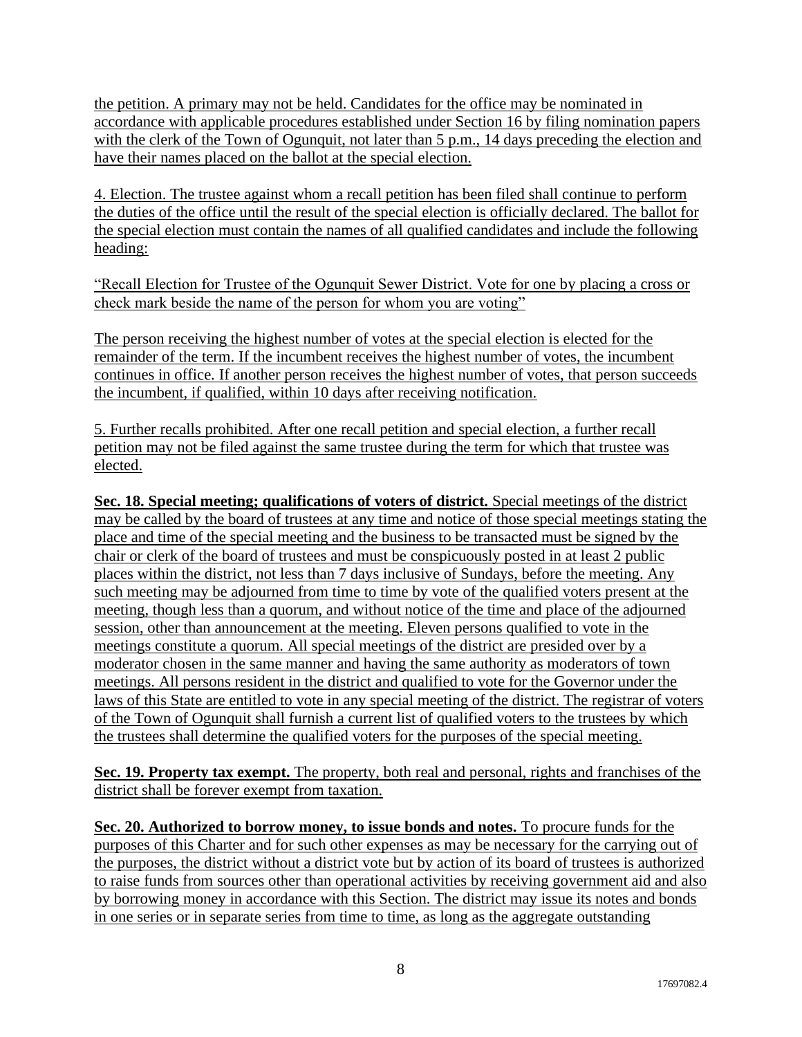the petition. A primary may not be held. Candidates for the office may be nominated in accordance with applicable procedures established under Section 16 by filing nomination papers with the clerk of the Town of Ogunquit, not later than 5 p.m., 14 days preceding the election and have their names placed on the ballot at the special election.

4. Election. The trustee against whom a recall petition has been filed shall continue to perform the duties of the office until the result of the special election is officially declared. The ballot for the special election must contain the names of all qualified candidates and include the following heading:

"Recall Election for Trustee of the Ogunquit Sewer District. Vote for one by placing a cross or check mark beside the name of the person for whom you are voting"

The person receiving the highest number of votes at the special election is elected for the remainder of the term. If the incumbent receives the highest number of votes, the incumbent continues in office. If another person receives the highest number of votes, that person succeeds the incumbent, if qualified, within 10 days after receiving notification.

5. Further recalls prohibited. After one recall petition and special election, a further recall petition may not be filed against the same trustee during the term for which that trustee was elected.

**Sec. 18. Special meeting; qualifications of voters of district.** Special meetings of the district may be called by the board of trustees at any time and notice of those special meetings stating the place and time of the special meeting and the business to be transacted must be signed by the chair or clerk of the board of trustees and must be conspicuously posted in at least 2 public places within the district, not less than 7 days inclusive of Sundays, before the meeting. Any such meeting may be adjourned from time to time by vote of the qualified voters present at the meeting, though less than a quorum, and without notice of the time and place of the adjourned session, other than announcement at the meeting. Eleven persons qualified to vote in the meetings constitute a quorum. All special meetings of the district are presided over by a moderator chosen in the same manner and having the same authority as moderators of town meetings. All persons resident in the district and qualified to vote for the Governor under the laws of this State are entitled to vote in any special meeting of the district. The registrar of voters of the Town of Ogunquit shall furnish a current list of qualified voters to the trustees by which the trustees shall determine the qualified voters for the purposes of the special meeting.

**Sec. 19. Property tax exempt.** The property, both real and personal, rights and franchises of the district shall be forever exempt from taxation.

**Sec. 20. Authorized to borrow money, to issue bonds and notes.** To procure funds for the purposes of this Charter and for such other expenses as may be necessary for the carrying out of the purposes, the district without a district vote but by action of its board of trustees is authorized to raise funds from sources other than operational activities by receiving government aid and also by borrowing money in accordance with this Section. The district may issue its notes and bonds in one series or in separate series from time to time, as long as the aggregate outstanding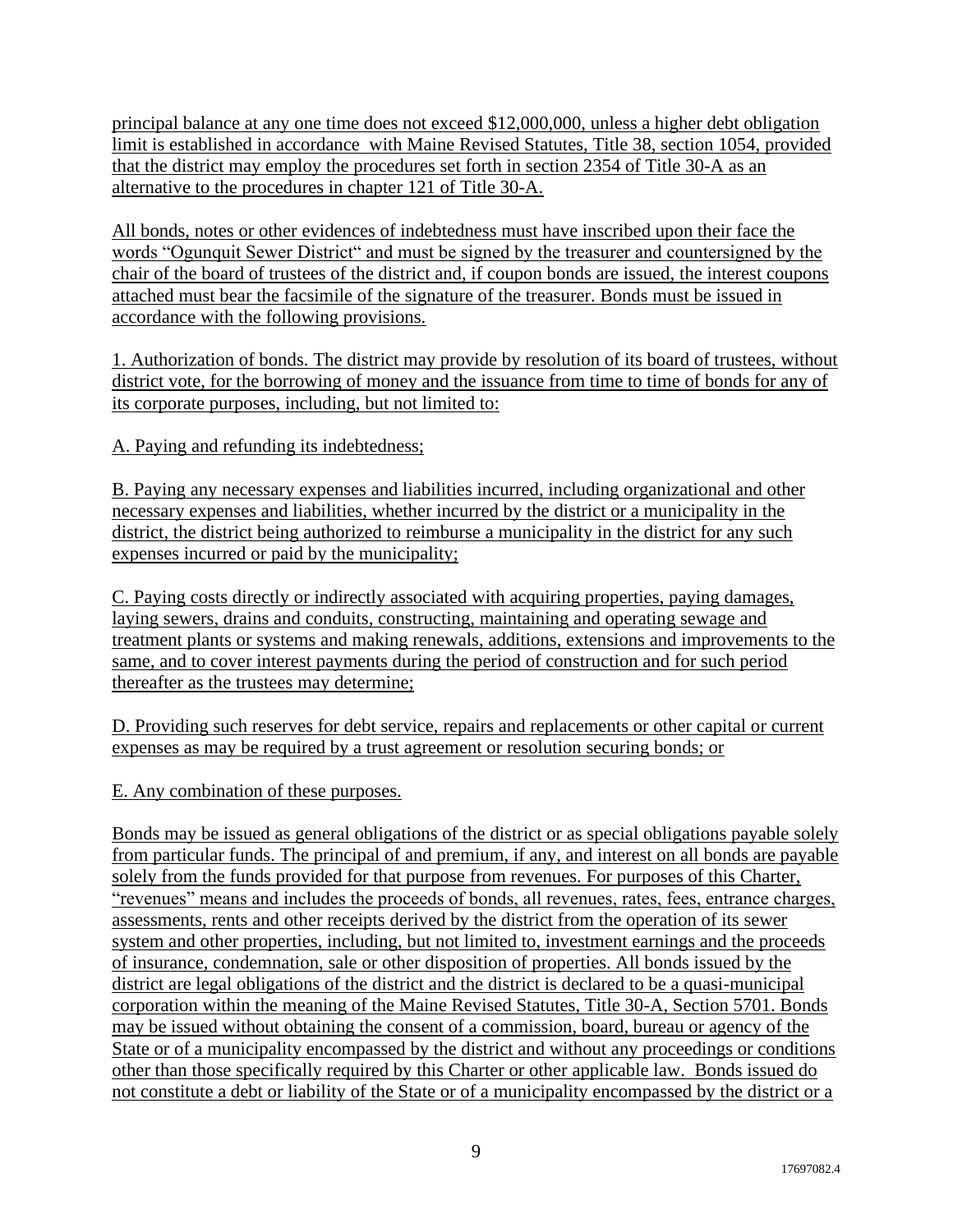principal balance at any one time does not exceed $12,000,000, unless a higher debt obligation limit is established in accordance with Maine Revised Statutes, Title 38, section 1054, provided that the district may employ the procedures set forth in section 2354 of Title 30-A as an alternative to the procedures in chapter 121 of Title 30-A.

All bonds, notes or other evidences of indebtedness must have inscribed upon their face the words "Ogunquit Sewer District" and must be signed by the treasurer and countersigned by the chair of the board of trustees of the district and, if coupon bonds are issued, the interest coupons attached must bear the facsimile of the signature of the treasurer. Bonds must be issued in accordance with the following provisions.

1. Authorization of bonds. The district may provide by resolution of its board of trustees, without district vote, for the borrowing of money and the issuance from time to time of bonds for any of its corporate purposes, including, but not limited to:

A. Paying and refunding its indebtedness;

B. Paying any necessary expenses and liabilities incurred, including organizational and other necessary expenses and liabilities, whether incurred by the district or a municipality in the district, the district being authorized to reimburse a municipality in the district for any such expenses incurred or paid by the municipality;

C. Paying costs directly or indirectly associated with acquiring properties, paying damages, laying sewers, drains and conduits, constructing, maintaining and operating sewage and treatment plants or systems and making renewals, additions, extensions and improvements to the same, and to cover interest payments during the period of construction and for such period thereafter as the trustees may determine;

D. Providing such reserves for debt service, repairs and replacements or other capital or current expenses as may be required by a trust agreement or resolution securing bonds; or

E. Any combination of these purposes.

Bonds may be issued as general obligations of the district or as special obligations payable solely from particular funds. The principal of and premium, if any, and interest on all bonds are payable solely from the funds provided for that purpose from revenues. For purposes of this Charter, "revenues" means and includes the proceeds of bonds, all revenues, rates, fees, entrance charges, assessments, rents and other receipts derived by the district from the operation of its sewer system and other properties, including, but not limited to, investment earnings and the proceeds of insurance, condemnation, sale or other disposition of properties. All bonds issued by the district are legal obligations of the district and the district is declared to be a quasi-municipal corporation within the meaning of the Maine Revised Statutes, Title 30-A, Section 5701. Bonds may be issued without obtaining the consent of a commission, board, bureau or agency of the State or of a municipality encompassed by the district and without any proceedings or conditions other than those specifically required by this Charter or other applicable law. Bonds issued do not constitute a debt or liability of the State or of a municipality encompassed by the district or a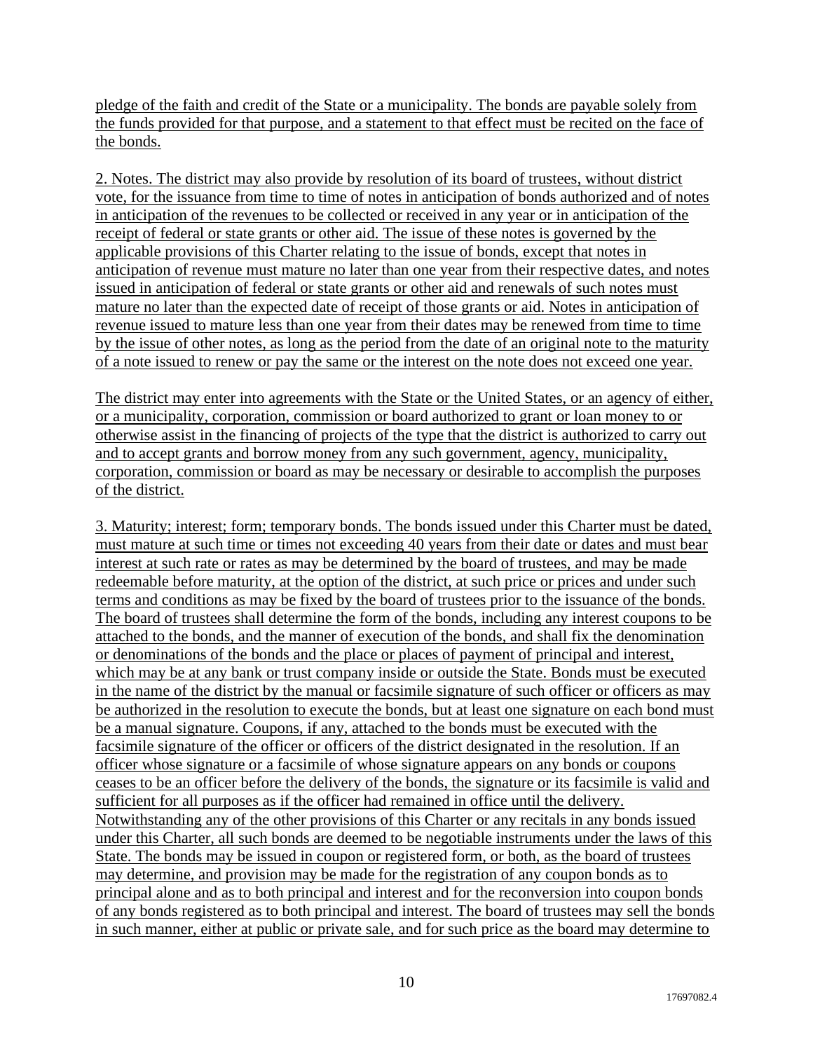pledge of the faith and credit of the State or a municipality. The bonds are payable solely from the funds provided for that purpose, and a statement to that effect must be recited on the face of the bonds.

2. Notes. The district may also provide by resolution of its board of trustees, without district vote, for the issuance from time to time of notes in anticipation of bonds authorized and of notes in anticipation of the revenues to be collected or received in any year or in anticipation of the receipt of federal or state grants or other aid. The issue of these notes is governed by the applicable provisions of this Charter relating to the issue of bonds, except that notes in anticipation of revenue must mature no later than one year from their respective dates, and notes issued in anticipation of federal or state grants or other aid and renewals of such notes must mature no later than the expected date of receipt of those grants or aid. Notes in anticipation of revenue issued to mature less than one year from their dates may be renewed from time to time by the issue of other notes, as long as the period from the date of an original note to the maturity of a note issued to renew or pay the same or the interest on the note does not exceed one year.

The district may enter into agreements with the State or the United States, or an agency of either, or a municipality, corporation, commission or board authorized to grant or loan money to or otherwise assist in the financing of projects of the type that the district is authorized to carry out and to accept grants and borrow money from any such government, agency, municipality, corporation, commission or board as may be necessary or desirable to accomplish the purposes of the district.

3. Maturity; interest; form; temporary bonds. The bonds issued under this Charter must be dated, must mature at such time or times not exceeding 40 years from their date or dates and must bear interest at such rate or rates as may be determined by the board of trustees, and may be made redeemable before maturity, at the option of the district, at such price or prices and under such terms and conditions as may be fixed by the board of trustees prior to the issuance of the bonds. The board of trustees shall determine the form of the bonds, including any interest coupons to be attached to the bonds, and the manner of execution of the bonds, and shall fix the denomination or denominations of the bonds and the place or places of payment of principal and interest, which may be at any bank or trust company inside or outside the State. Bonds must be executed in the name of the district by the manual or facsimile signature of such officer or officers as may be authorized in the resolution to execute the bonds, but at least one signature on each bond must be a manual signature. Coupons, if any, attached to the bonds must be executed with the facsimile signature of the officer or officers of the district designated in the resolution. If an officer whose signature or a facsimile of whose signature appears on any bonds or coupons ceases to be an officer before the delivery of the bonds, the signature or its facsimile is valid and sufficient for all purposes as if the officer had remained in office until the delivery. Notwithstanding any of the other provisions of this Charter or any recitals in any bonds issued under this Charter, all such bonds are deemed to be negotiable instruments under the laws of this State. The bonds may be issued in coupon or registered form, or both, as the board of trustees may determine, and provision may be made for the registration of any coupon bonds as to principal alone and as to both principal and interest and for the reconversion into coupon bonds of any bonds registered as to both principal and interest. The board of trustees may sell the bonds in such manner, either at public or private sale, and for such price as the board may determine to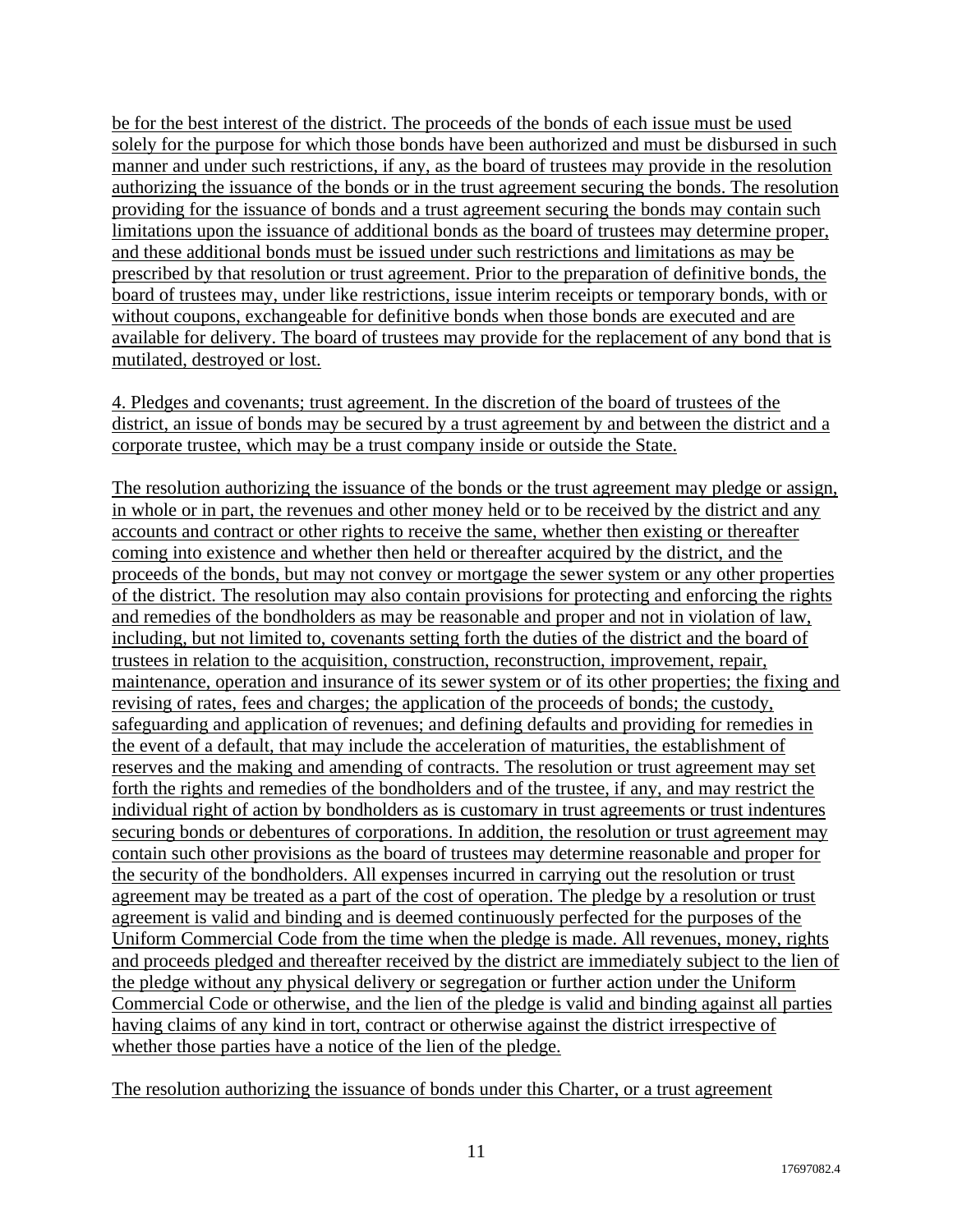be for the best interest of the district. The proceeds of the bonds of each issue must be used solely for the purpose for which those bonds have been authorized and must be disbursed in such manner and under such restrictions, if any, as the board of trustees may provide in the resolution authorizing the issuance of the bonds or in the trust agreement securing the bonds. The resolution providing for the issuance of bonds and a trust agreement securing the bonds may contain such limitations upon the issuance of additional bonds as the board of trustees may determine proper, and these additional bonds must be issued under such restrictions and limitations as may be prescribed by that resolution or trust agreement. Prior to the preparation of definitive bonds, the board of trustees may, under like restrictions, issue interim receipts or temporary bonds, with or without coupons, exchangeable for definitive bonds when those bonds are executed and are available for delivery. The board of trustees may provide for the replacement of any bond that is mutilated, destroyed or lost.

4. Pledges and covenants; trust agreement. In the discretion of the board of trustees of the district, an issue of bonds may be secured by a trust agreement by and between the district and a corporate trustee, which may be a trust company inside or outside the State.

The resolution authorizing the issuance of the bonds or the trust agreement may pledge or assign, in whole or in part, the revenues and other money held or to be received by the district and any accounts and contract or other rights to receive the same, whether then existing or thereafter coming into existence and whether then held or thereafter acquired by the district, and the proceeds of the bonds, but may not convey or mortgage the sewer system or any other properties of the district. The resolution may also contain provisions for protecting and enforcing the rights and remedies of the bondholders as may be reasonable and proper and not in violation of law, including, but not limited to, covenants setting forth the duties of the district and the board of trustees in relation to the acquisition, construction, reconstruction, improvement, repair, maintenance, operation and insurance of its sewer system or of its other properties; the fixing and revising of rates, fees and charges; the application of the proceeds of bonds; the custody, safeguarding and application of revenues; and defining defaults and providing for remedies in the event of a default, that may include the acceleration of maturities, the establishment of reserves and the making and amending of contracts. The resolution or trust agreement may set forth the rights and remedies of the bondholders and of the trustee, if any, and may restrict the individual right of action by bondholders as is customary in trust agreements or trust indentures securing bonds or debentures of corporations. In addition, the resolution or trust agreement may contain such other provisions as the board of trustees may determine reasonable and proper for the security of the bondholders. All expenses incurred in carrying out the resolution or trust agreement may be treated as a part of the cost of operation. The pledge by a resolution or trust agreement is valid and binding and is deemed continuously perfected for the purposes of the Uniform Commercial Code from the time when the pledge is made. All revenues, money, rights and proceeds pledged and thereafter received by the district are immediately subject to the lien of the pledge without any physical delivery or segregation or further action under the Uniform Commercial Code or otherwise, and the lien of the pledge is valid and binding against all parties having claims of any kind in tort, contract or otherwise against the district irrespective of whether those parties have a notice of the lien of the pledge.

The resolution authorizing the issuance of bonds under this Charter, or a trust agreement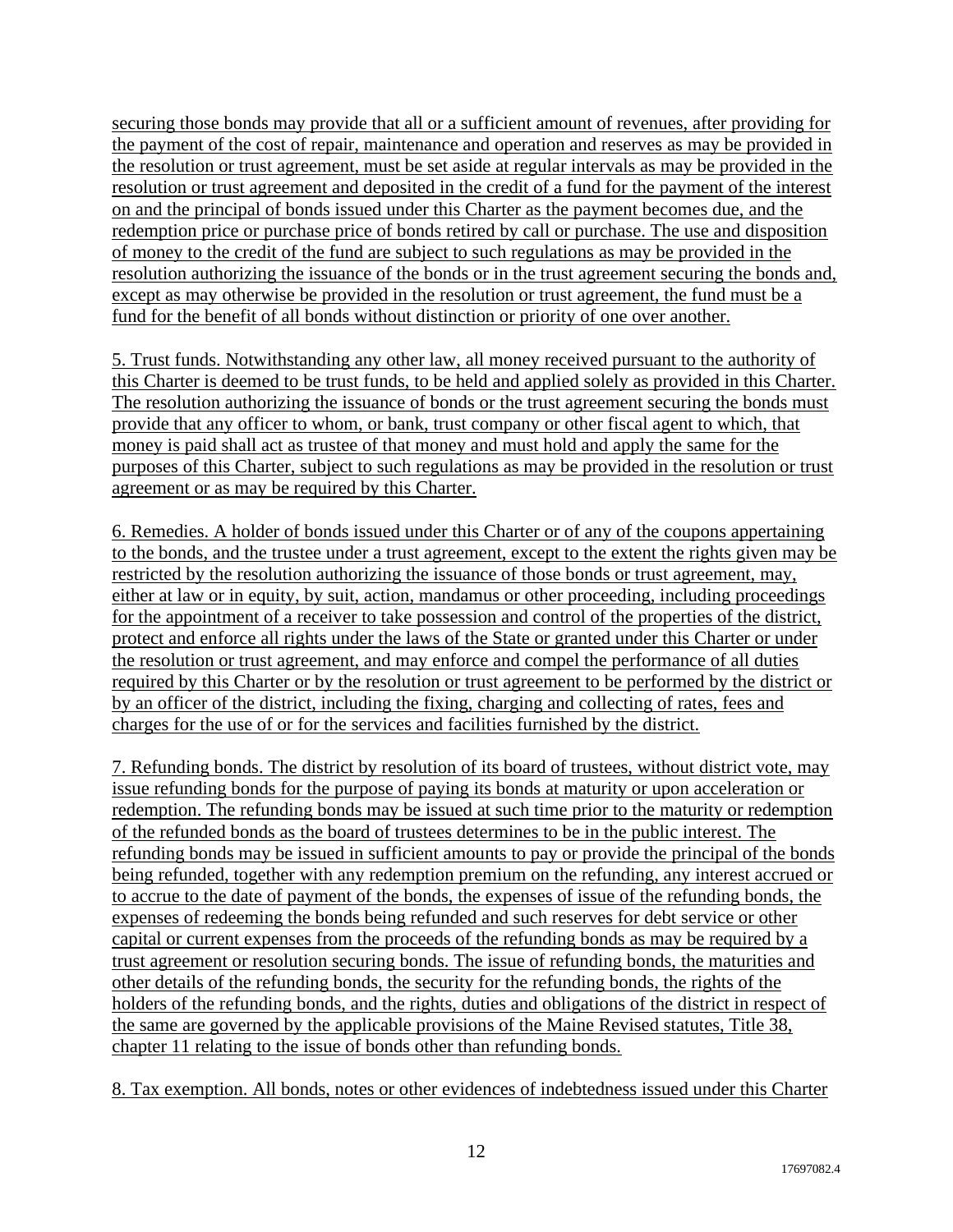securing those bonds may provide that all or a sufficient amount of revenues, after providing for the payment of the cost of repair, maintenance and operation and reserves as may be provided in the resolution or trust agreement, must be set aside at regular intervals as may be provided in the resolution or trust agreement and deposited in the credit of a fund for the payment of the interest on and the principal of bonds issued under this Charter as the payment becomes due, and the redemption price or purchase price of bonds retired by call or purchase. The use and disposition of money to the credit of the fund are subject to such regulations as may be provided in the resolution authorizing the issuance of the bonds or in the trust agreement securing the bonds and, except as may otherwise be provided in the resolution or trust agreement, the fund must be a fund for the benefit of all bonds without distinction or priority of one over another.

5. Trust funds. Notwithstanding any other law, all money received pursuant to the authority of this Charter is deemed to be trust funds, to be held and applied solely as provided in this Charter. The resolution authorizing the issuance of bonds or the trust agreement securing the bonds must provide that any officer to whom, or bank, trust company or other fiscal agent to which, that money is paid shall act as trustee of that money and must hold and apply the same for the purposes of this Charter, subject to such regulations as may be provided in the resolution or trust agreement or as may be required by this Charter.

6. Remedies. A holder of bonds issued under this Charter or of any of the coupons appertaining to the bonds, and the trustee under a trust agreement, except to the extent the rights given may be restricted by the resolution authorizing the issuance of those bonds or trust agreement, may, either at law or in equity, by suit, action, mandamus or other proceeding, including proceedings for the appointment of a receiver to take possession and control of the properties of the district, protect and enforce all rights under the laws of the State or granted under this Charter or under the resolution or trust agreement, and may enforce and compel the performance of all duties required by this Charter or by the resolution or trust agreement to be performed by the district or by an officer of the district, including the fixing, charging and collecting of rates, fees and charges for the use of or for the services and facilities furnished by the district.

7. Refunding bonds. The district by resolution of its board of trustees, without district vote, may issue refunding bonds for the purpose of paying its bonds at maturity or upon acceleration or redemption. The refunding bonds may be issued at such time prior to the maturity or redemption of the refunded bonds as the board of trustees determines to be in the public interest. The refunding bonds may be issued in sufficient amounts to pay or provide the principal of the bonds being refunded, together with any redemption premium on the refunding, any interest accrued or to accrue to the date of payment of the bonds, the expenses of issue of the refunding bonds, the expenses of redeeming the bonds being refunded and such reserves for debt service or other capital or current expenses from the proceeds of the refunding bonds as may be required by a trust agreement or resolution securing bonds. The issue of refunding bonds, the maturities and other details of the refunding bonds, the security for the refunding bonds, the rights of the holders of the refunding bonds, and the rights, duties and obligations of the district in respect of the same are governed by the applicable provisions of the Maine Revised statutes, Title 38, chapter 11 relating to the issue of bonds other than refunding bonds.

8. Tax exemption. All bonds, notes or other evidences of indebtedness issued under this Charter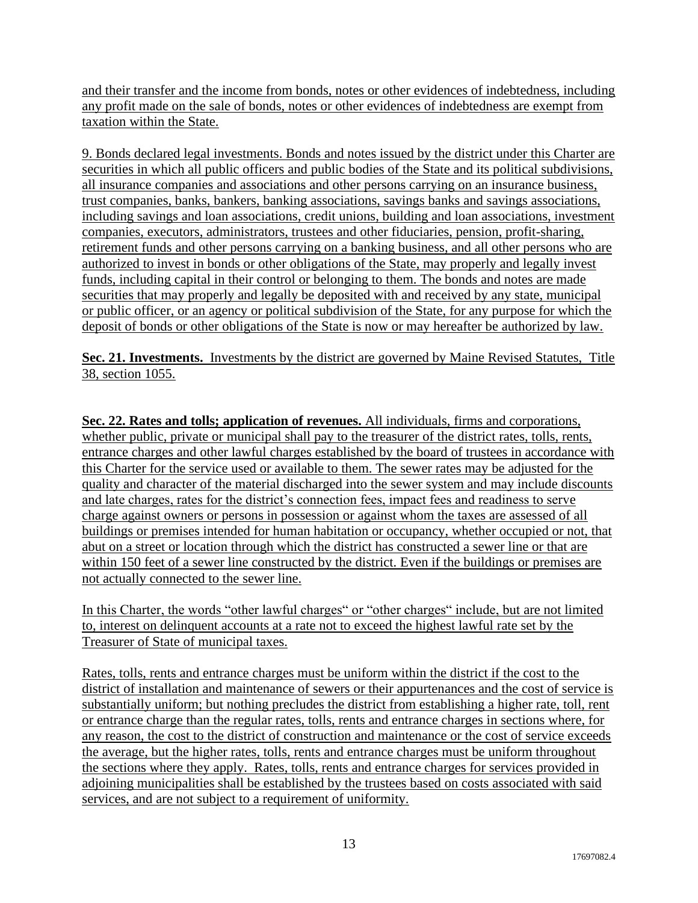and their transfer and the income from bonds, notes or other evidences of indebtedness, including any profit made on the sale of bonds, notes or other evidences of indebtedness are exempt from taxation within the State.

9. Bonds declared legal investments. Bonds and notes issued by the district under this Charter are securities in which all public officers and public bodies of the State and its political subdivisions, all insurance companies and associations and other persons carrying on an insurance business, trust companies, banks, bankers, banking associations, savings banks and savings associations, including savings and loan associations, credit unions, building and loan associations, investment companies, executors, administrators, trustees and other fiduciaries, pension, profit-sharing, retirement funds and other persons carrying on a banking business, and all other persons who are authorized to invest in bonds or other obligations of the State, may properly and legally invest funds, including capital in their control or belonging to them. The bonds and notes are made securities that may properly and legally be deposited with and received by any state, municipal or public officer, or an agency or political subdivision of the State, for any purpose for which the deposit of bonds or other obligations of the State is now or may hereafter be authorized by law.

**Sec. 21. Investments.** Investments by the district are governed by Maine Revised Statutes, Title 38, section 1055.

**Sec. 22. Rates and tolls; application of revenues.** All individuals, firms and corporations, whether public, private or municipal shall pay to the treasurer of the district rates, tolls, rents, entrance charges and other lawful charges established by the board of trustees in accordance with this Charter for the service used or available to them. The sewer rates may be adjusted for the quality and character of the material discharged into the sewer system and may include discounts and late charges, rates for the district's connection fees, impact fees and readiness to serve charge against owners or persons in possession or against whom the taxes are assessed of all buildings or premises intended for human habitation or occupancy, whether occupied or not, that abut on a street or location through which the district has constructed a sewer line or that are within 150 feet of a sewer line constructed by the district. Even if the buildings or premises are not actually connected to the sewer line.

In this Charter, the words "other lawful charges" or "other charges" include, but are not limited to, interest on delinquent accounts at a rate not to exceed the highest lawful rate set by the Treasurer of State of municipal taxes.

Rates, tolls, rents and entrance charges must be uniform within the district if the cost to the district of installation and maintenance of sewers or their appurtenances and the cost of service is substantially uniform; but nothing precludes the district from establishing a higher rate, toll, rent or entrance charge than the regular rates, tolls, rents and entrance charges in sections where, for any reason, the cost to the district of construction and maintenance or the cost of service exceeds the average, but the higher rates, tolls, rents and entrance charges must be uniform throughout the sections where they apply. Rates, tolls, rents and entrance charges for services provided in adjoining municipalities shall be established by the trustees based on costs associated with said services, and are not subject to a requirement of uniformity.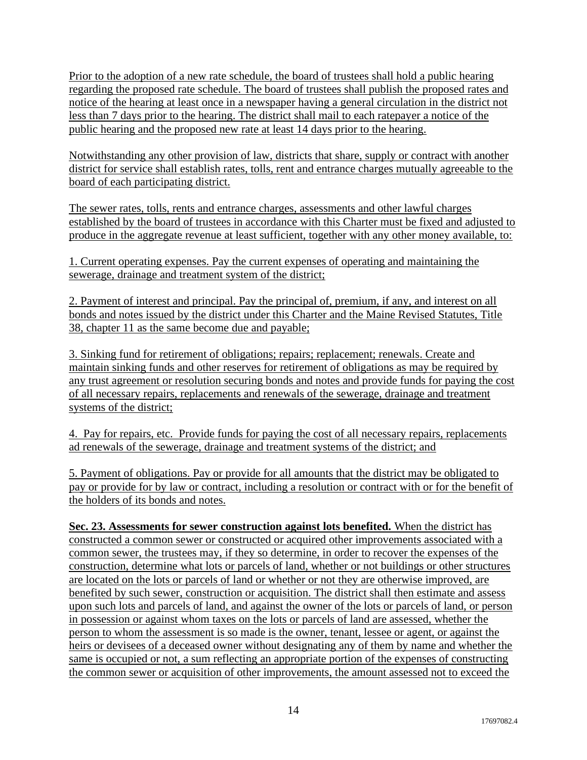Prior to the adoption of a new rate schedule, the board of trustees shall hold a public hearing regarding the proposed rate schedule. The board of trustees shall publish the proposed rates and notice of the hearing at least once in a newspaper having a general circulation in the district not less than 7 days prior to the hearing. The district shall mail to each ratepayer a notice of the public hearing and the proposed new rate at least 14 days prior to the hearing.

Notwithstanding any other provision of law, districts that share, supply or contract with another district for service shall establish rates, tolls, rent and entrance charges mutually agreeable to the board of each participating district.

The sewer rates, tolls, rents and entrance charges, assessments and other lawful charges established by the board of trustees in accordance with this Charter must be fixed and adjusted to produce in the aggregate revenue at least sufficient, together with any other money available, to:

1. Current operating expenses. Pay the current expenses of operating and maintaining the sewerage, drainage and treatment system of the district;

2. Payment of interest and principal. Pay the principal of, premium, if any, and interest on all bonds and notes issued by the district under this Charter and the Maine Revised Statutes, Title 38, chapter 11 as the same become due and payable;

3. Sinking fund for retirement of obligations; repairs; replacement; renewals. Create and maintain sinking funds and other reserves for retirement of obligations as may be required by any trust agreement or resolution securing bonds and notes and provide funds for paying the cost of all necessary repairs, replacements and renewals of the sewerage, drainage and treatment systems of the district;

4. Pay for repairs, etc. Provide funds for paying the cost of all necessary repairs, replacements ad renewals of the sewerage, drainage and treatment systems of the district; and

5. Payment of obligations. Pay or provide for all amounts that the district may be obligated to pay or provide for by law or contract, including a resolution or contract with or for the benefit of the holders of its bonds and notes.

**Sec. 23. Assessments for sewer construction against lots benefited.** When the district has constructed a common sewer or constructed or acquired other improvements associated with a common sewer, the trustees may, if they so determine, in order to recover the expenses of the construction, determine what lots or parcels of land, whether or not buildings or other structures are located on the lots or parcels of land or whether or not they are otherwise improved, are benefited by such sewer, construction or acquisition. The district shall then estimate and assess upon such lots and parcels of land, and against the owner of the lots or parcels of land, or person in possession or against whom taxes on the lots or parcels of land are assessed, whether the person to whom the assessment is so made is the owner, tenant, lessee or agent, or against the heirs or devisees of a deceased owner without designating any of them by name and whether the same is occupied or not, a sum reflecting an appropriate portion of the expenses of constructing the common sewer or acquisition of other improvements, the amount assessed not to exceed the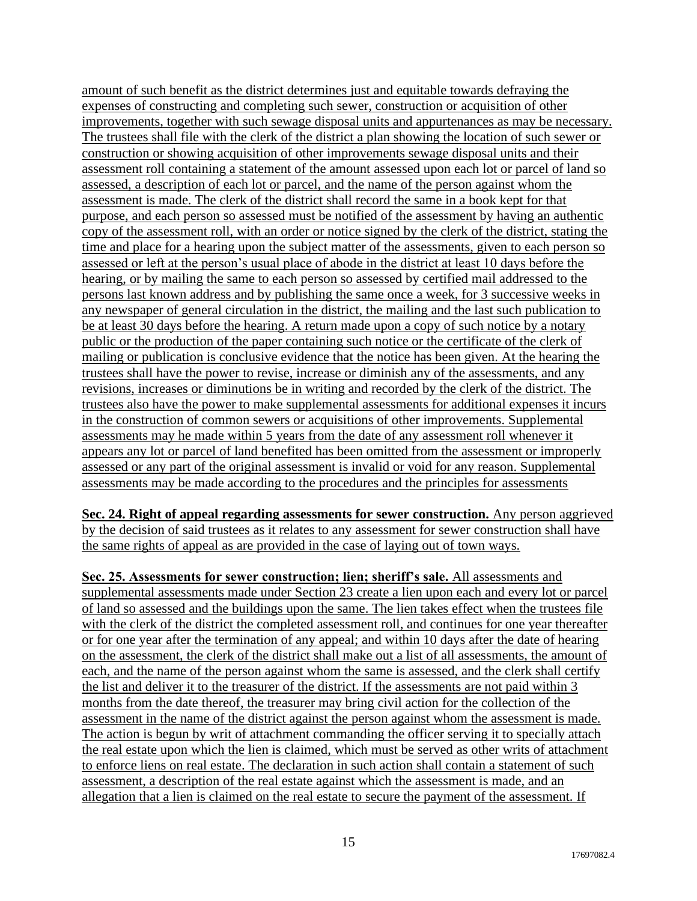amount of such benefit as the district determines just and equitable towards defraying the expenses of constructing and completing such sewer, construction or acquisition of other improvements, together with such sewage disposal units and appurtenances as may be necessary. The trustees shall file with the clerk of the district a plan showing the location of such sewer or construction or showing acquisition of other improvements sewage disposal units and their assessment roll containing a statement of the amount assessed upon each lot or parcel of land so assessed, a description of each lot or parcel, and the name of the person against whom the assessment is made. The clerk of the district shall record the same in a book kept for that purpose, and each person so assessed must be notified of the assessment by having an authentic copy of the assessment roll, with an order or notice signed by the clerk of the district, stating the time and place for a hearing upon the subject matter of the assessments, given to each person so assessed or left at the person's usual place of abode in the district at least 10 days before the hearing, or by mailing the same to each person so assessed by certified mail addressed to the persons last known address and by publishing the same once a week, for 3 successive weeks in any newspaper of general circulation in the district, the mailing and the last such publication to be at least 30 days before the hearing. A return made upon a copy of such notice by a notary public or the production of the paper containing such notice or the certificate of the clerk of mailing or publication is conclusive evidence that the notice has been given. At the hearing the trustees shall have the power to revise, increase or diminish any of the assessments, and any revisions, increases or diminutions be in writing and recorded by the clerk of the district. The trustees also have the power to make supplemental assessments for additional expenses it incurs in the construction of common sewers or acquisitions of other improvements. Supplemental assessments may he made within 5 years from the date of any assessment roll whenever it appears any lot or parcel of land benefited has been omitted from the assessment or improperly assessed or any part of the original assessment is invalid or void for any reason. Supplemental assessments may be made according to the procedures and the principles for assessments

**Sec. 24. Right of appeal regarding assessments for sewer construction.** Any person aggrieved by the decision of said trustees as it relates to any assessment for sewer construction shall have the same rights of appeal as are provided in the case of laying out of town ways.

**Sec. 25. Assessments for sewer construction; lien; sheriff's sale.** All assessments and supplemental assessments made under Section 23 create a lien upon each and every lot or parcel of land so assessed and the buildings upon the same. The lien takes effect when the trustees file with the clerk of the district the completed assessment roll, and continues for one year thereafter or for one year after the termination of any appeal; and within 10 days after the date of hearing on the assessment, the clerk of the district shall make out a list of all assessments, the amount of each, and the name of the person against whom the same is assessed, and the clerk shall certify the list and deliver it to the treasurer of the district. If the assessments are not paid within 3 months from the date thereof, the treasurer may bring civil action for the collection of the assessment in the name of the district against the person against whom the assessment is made. The action is begun by writ of attachment commanding the officer serving it to specially attach the real estate upon which the lien is claimed, which must be served as other writs of attachment to enforce liens on real estate. The declaration in such action shall contain a statement of such assessment, a description of the real estate against which the assessment is made, and an allegation that a lien is claimed on the real estate to secure the payment of the assessment. If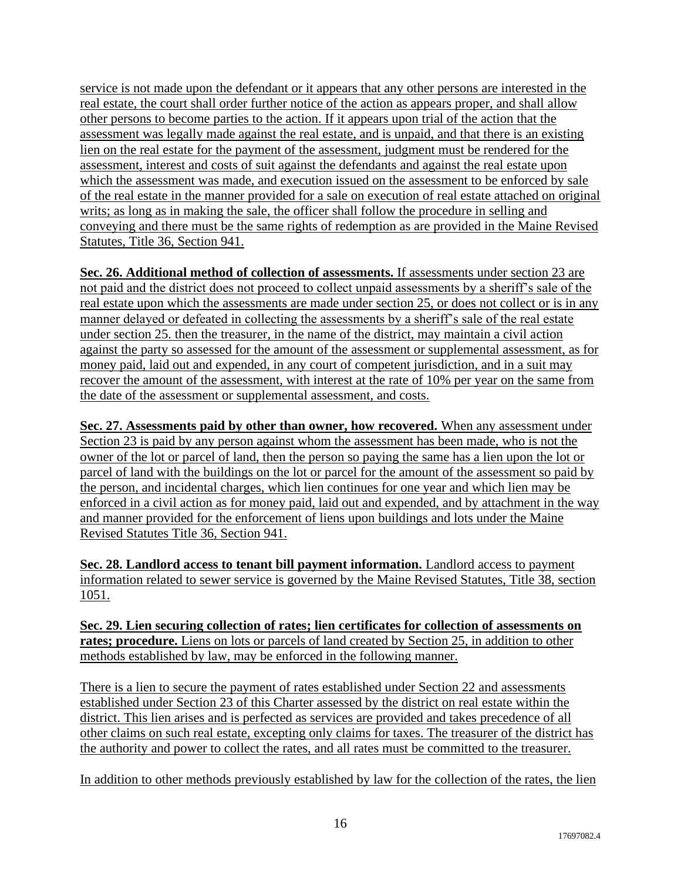service is not made upon the defendant or it appears that any other persons are interested in the real estate, the court shall order further notice of the action as appears proper, and shall allow other persons to become parties to the action. If it appears upon trial of the action that the assessment was legally made against the real estate, and is unpaid, and that there is an existing lien on the real estate for the payment of the assessment, judgment must be rendered for the assessment, interest and costs of suit against the defendants and against the real estate upon which the assessment was made, and execution issued on the assessment to be enforced by sale of the real estate in the manner provided for a sale on execution of real estate attached on original writs; as long as in making the sale, the officer shall follow the procedure in selling and conveying and there must be the same rights of redemption as are provided in the Maine Revised Statutes, Title 36, Section 941.

**Sec. 26. Additional method of collection of assessments.** If assessments under section 23 are not paid and the district does not proceed to collect unpaid assessments by a sheriff's sale of the real estate upon which the assessments are made under section 25, or does not collect or is in any manner delayed or defeated in collecting the assessments by a sheriff's sale of the real estate under section 25. then the treasurer, in the name of the district, may maintain a civil action against the party so assessed for the amount of the assessment or supplemental assessment, as for money paid, laid out and expended, in any court of competent jurisdiction, and in a suit may recover the amount of the assessment, with interest at the rate of 10% per year on the same from the date of the assessment or supplemental assessment, and costs.

**Sec. 27. Assessments paid by other than owner, how recovered.** When any assessment under Section 23 is paid by any person against whom the assessment has been made, who is not the owner of the lot or parcel of land, then the person so paying the same has a lien upon the lot or parcel of land with the buildings on the lot or parcel for the amount of the assessment so paid by the person, and incidental charges, which lien continues for one year and which lien may be enforced in a civil action as for money paid, laid out and expended, and by attachment in the way and manner provided for the enforcement of liens upon buildings and lots under the Maine Revised Statutes Title 36, Section 941.

**Sec. 28. Landlord access to tenant bill payment information.** Landlord access to payment information related to sewer service is governed by the Maine Revised Statutes, Title 38, section 1051.

**Sec. 29. Lien securing collection of rates; lien certificates for collection of assessments on rates; procedure.** Liens on lots or parcels of land created by Section 25, in addition to other methods established by law, may be enforced in the following manner.

There is a lien to secure the payment of rates established under Section 22 and assessments established under Section 23 of this Charter assessed by the district on real estate within the district. This lien arises and is perfected as services are provided and takes precedence of all other claims on such real estate, excepting only claims for taxes. The treasurer of the district has the authority and power to collect the rates, and all rates must be committed to the treasurer.

In addition to other methods previously established by law for the collection of the rates, the lien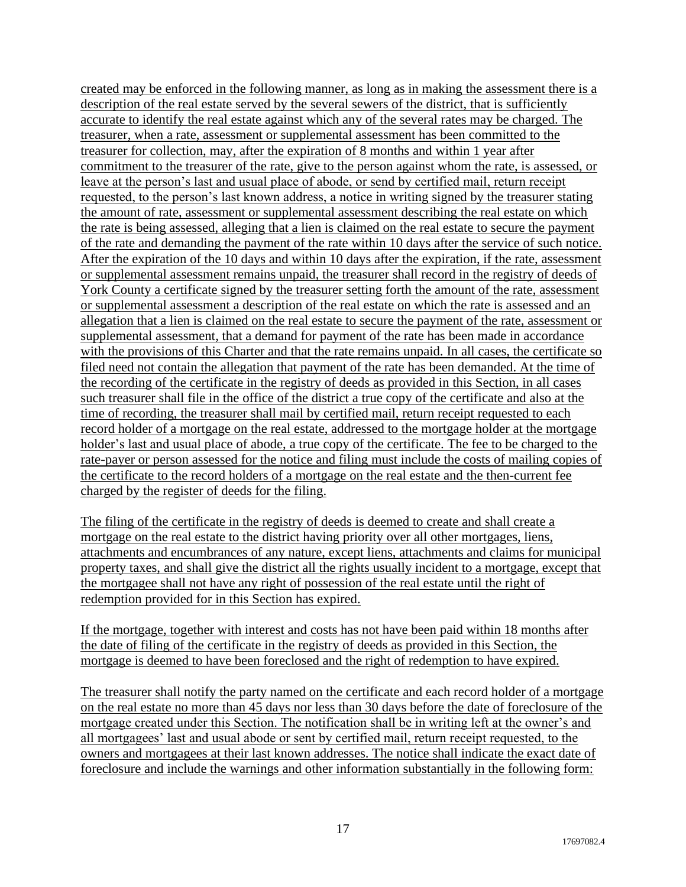created may be enforced in the following manner, as long as in making the assessment there is a description of the real estate served by the several sewers of the district, that is sufficiently accurate to identify the real estate against which any of the several rates may be charged. The treasurer, when a rate, assessment or supplemental assessment has been committed to the treasurer for collection, may, after the expiration of 8 months and within 1 year after commitment to the treasurer of the rate, give to the person against whom the rate, is assessed, or leave at the person's last and usual place of abode, or send by certified mail, return receipt requested, to the person's last known address, a notice in writing signed by the treasurer stating the amount of rate, assessment or supplemental assessment describing the real estate on which the rate is being assessed, alleging that a lien is claimed on the real estate to secure the payment of the rate and demanding the payment of the rate within 10 days after the service of such notice. After the expiration of the 10 days and within 10 days after the expiration, if the rate, assessment or supplemental assessment remains unpaid, the treasurer shall record in the registry of deeds of York County a certificate signed by the treasurer setting forth the amount of the rate, assessment or supplemental assessment a description of the real estate on which the rate is assessed and an allegation that a lien is claimed on the real estate to secure the payment of the rate, assessment or supplemental assessment, that a demand for payment of the rate has been made in accordance with the provisions of this Charter and that the rate remains unpaid. In all cases, the certificate so filed need not contain the allegation that payment of the rate has been demanded. At the time of the recording of the certificate in the registry of deeds as provided in this Section, in all cases such treasurer shall file in the office of the district a true copy of the certificate and also at the time of recording, the treasurer shall mail by certified mail, return receipt requested to each record holder of a mortgage on the real estate, addressed to the mortgage holder at the mortgage holder's last and usual place of abode, a true copy of the certificate. The fee to be charged to the rate-payer or person assessed for the notice and filing must include the costs of mailing copies of the certificate to the record holders of a mortgage on the real estate and the then-current fee charged by the register of deeds for the filing.

The filing of the certificate in the registry of deeds is deemed to create and shall create a mortgage on the real estate to the district having priority over all other mortgages, liens, attachments and encumbrances of any nature, except liens, attachments and claims for municipal property taxes, and shall give the district all the rights usually incident to a mortgage, except that the mortgagee shall not have any right of possession of the real estate until the right of redemption provided for in this Section has expired.

If the mortgage, together with interest and costs has not have been paid within 18 months after the date of filing of the certificate in the registry of deeds as provided in this Section, the mortgage is deemed to have been foreclosed and the right of redemption to have expired.

The treasurer shall notify the party named on the certificate and each record holder of a mortgage on the real estate no more than 45 days nor less than 30 days before the date of foreclosure of the mortgage created under this Section. The notification shall be in writing left at the owner's and all mortgagees' last and usual abode or sent by certified mail, return receipt requested, to the owners and mortgagees at their last known addresses. The notice shall indicate the exact date of foreclosure and include the warnings and other information substantially in the following form: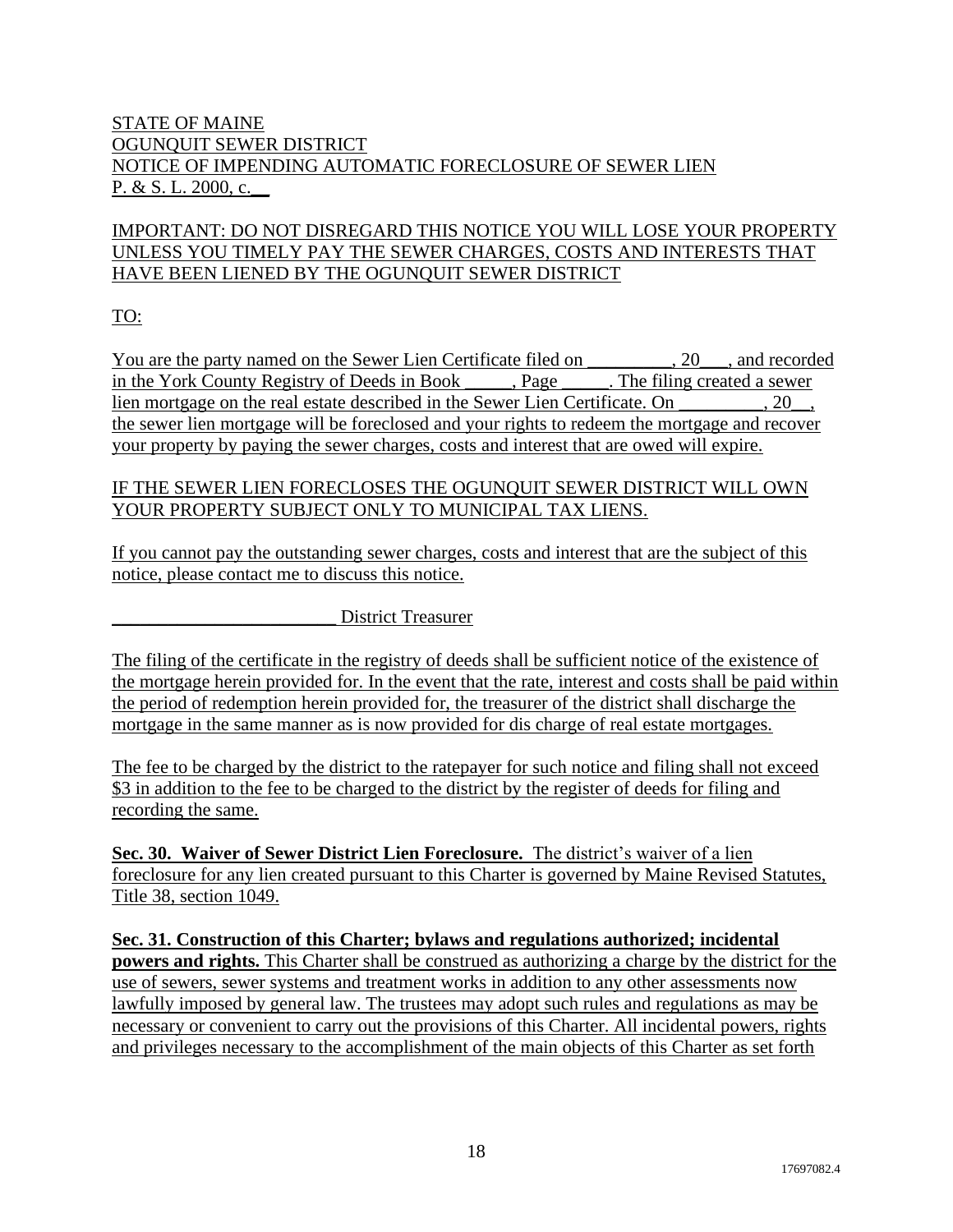STATE OF MAINE
OGUNQUIT SEWER DISTRICT
NOTICE OF IMPENDING AUTOMATIC FORECLOSURE OF SEWER LIEN
P. & S. L. 2000, c.__

IMPORTANT: DO NOT DISREGARD THIS NOTICE YOU WILL LOSE YOUR PROPERTY UNLESS YOU TIMELY PAY THE SEWER CHARGES, COSTS AND INTERESTS THAT HAVE BEEN LIENED BY THE OGUNQUIT SEWER DISTRICT

TO:

You are the party named on the Sewer Lien Certificate filed on _________, 20___, and recorded in the York County Registry of Deeds in Book _____, Page _____. The filing created a sewer lien mortgage on the real estate described in the Sewer Lien Certificate. On _________, 20__, the sewer lien mortgage will be foreclosed and your rights to redeem the mortgage and recover your property by paying the sewer charges, costs and interest that are owed will expire.

IF THE SEWER LIEN FORECLOSES THE OGUNQUIT SEWER DISTRICT WILL OWN YOUR PROPERTY SUBJECT ONLY TO MUNICIPAL TAX LIENS.

If you cannot pay the outstanding sewer charges, costs and interest that are the subject of this notice, please contact me to discuss this notice.

_________________________ District Treasurer

The filing of the certificate in the registry of deeds shall be sufficient notice of the existence of the mortgage herein provided for. In the event that the rate, interest and costs shall be paid within the period of redemption herein provided for, the treasurer of the district shall discharge the mortgage in the same manner as is now provided for dis charge of real estate mortgages.

The fee to be charged by the district to the ratepayer for such notice and filing shall not exceed $3 in addition to the fee to be charged to the district by the register of deeds for filing and recording the same.

**Sec. 30. Waiver of Sewer District Lien Foreclosure.** The district's waiver of a lien foreclosure for any lien created pursuant to this Charter is governed by Maine Revised Statutes, Title 38, section 1049.

**Sec. 31. Construction of this Charter; bylaws and regulations authorized; incidental powers and rights.** This Charter shall be construed as authorizing a charge by the district for the use of sewers, sewer systems and treatment works in addition to any other assessments now lawfully imposed by general law. The trustees may adopt such rules and regulations as may be necessary or convenient to carry out the provisions of this Charter. All incidental powers, rights and privileges necessary to the accomplishment of the main objects of this Charter as set forth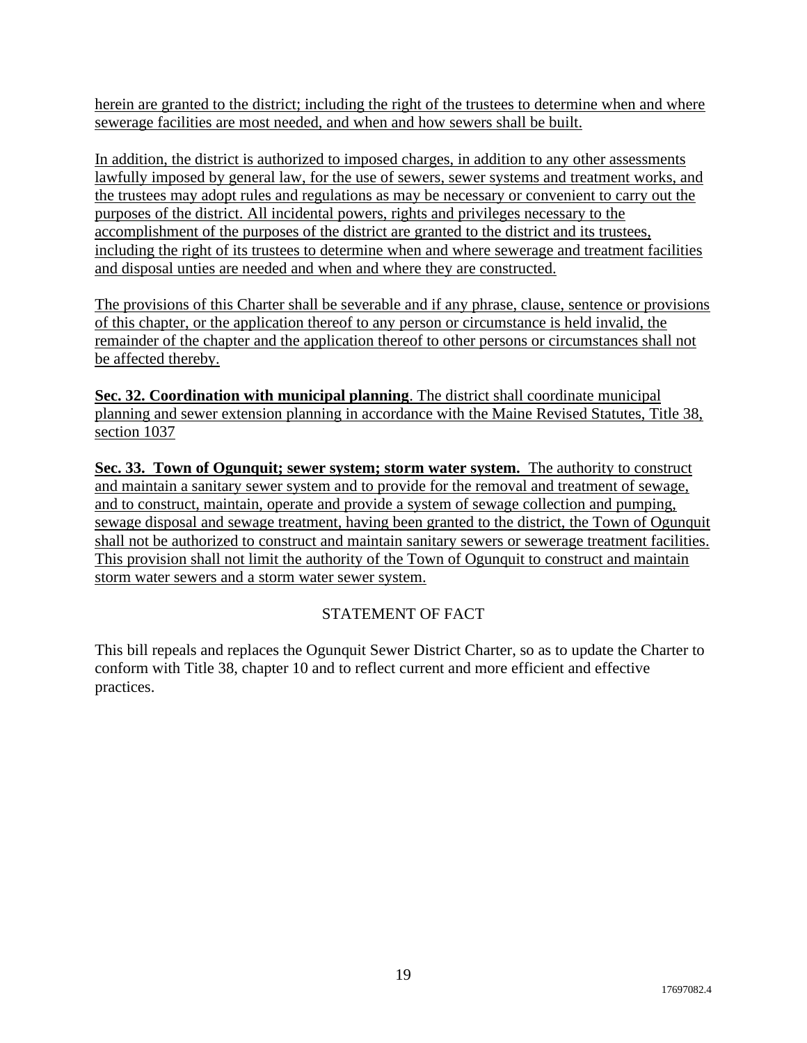herein are granted to the district; including the right of the trustees to determine when and where sewerage facilities are most needed, and when and how sewers shall be built.

In addition, the district is authorized to imposed charges, in addition to any other assessments lawfully imposed by general law, for the use of sewers, sewer systems and treatment works, and the trustees may adopt rules and regulations as may be necessary or convenient to carry out the purposes of the district. All incidental powers, rights and privileges necessary to the accomplishment of the purposes of the district are granted to the district and its trustees, including the right of its trustees to determine when and where sewerage and treatment facilities and disposal unties are needed and when and where they are constructed.

The provisions of this Charter shall be severable and if any phrase, clause, sentence or provisions of this chapter, or the application thereof to any person or circumstance is held invalid, the remainder of the chapter and the application thereof to other persons or circumstances shall not be affected thereby.

**Sec. 32. Coordination with municipal planning**. The district shall coordinate municipal planning and sewer extension planning in accordance with the Maine Revised Statutes, Title 38, section 1037

**Sec. 33. Town of Ogunquit; sewer system; storm water system.** The authority to construct and maintain a sanitary sewer system and to provide for the removal and treatment of sewage, and to construct, maintain, operate and provide a system of sewage collection and pumping, sewage disposal and sewage treatment, having been granted to the district, the Town of Ogunquit shall not be authorized to construct and maintain sanitary sewers or sewerage treatment facilities. This provision shall not limit the authority of the Town of Ogunquit to construct and maintain storm water sewers and a storm water sewer system.

STATEMENT OF FACT

This bill repeals and replaces the Ogunquit Sewer District Charter, so as to update the Charter to conform with Title 38, chapter 10 and to reflect current and more efficient and effective practices.

17697082.4